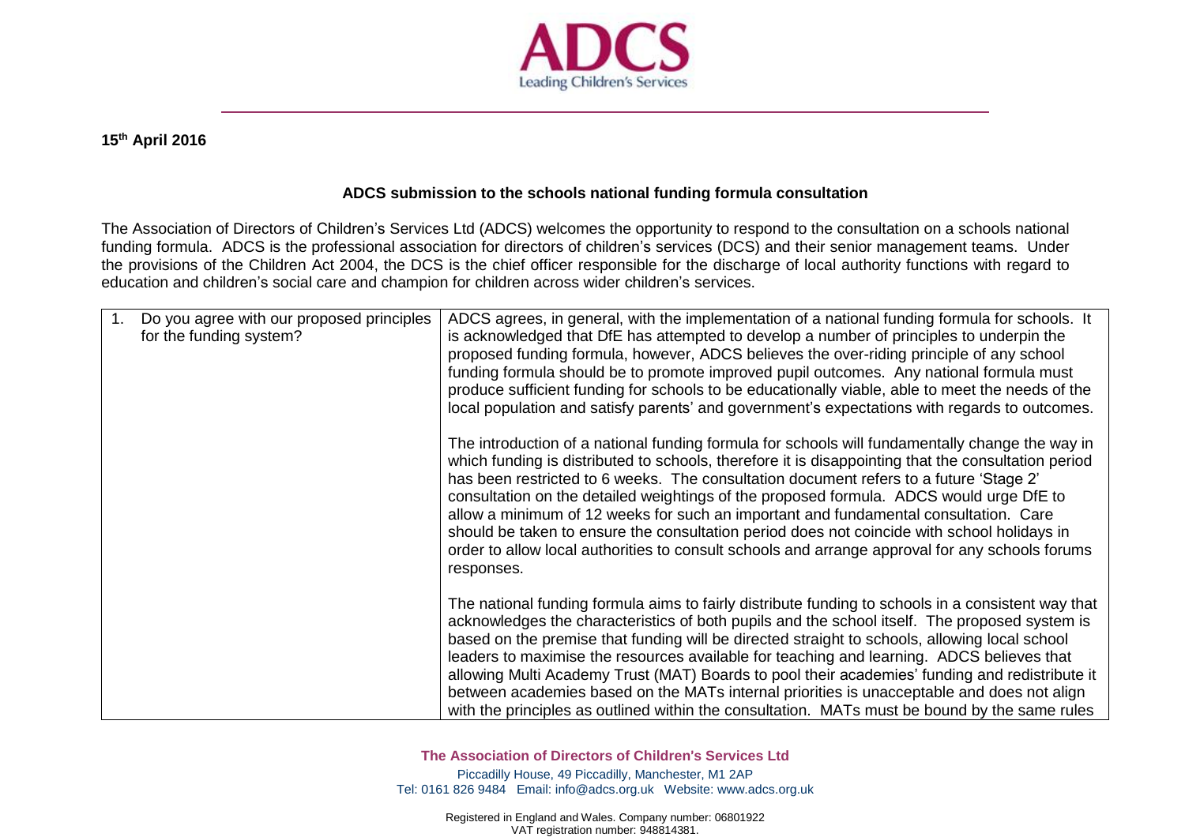**15th April 2016**

**ADCS submission to the schools national funding formula consultation**

The Association of Directors of Children's Services Ltd (ADCS) welcomes the opportunity to respond to the consultation on a schools national funding formula. ADCS is the professional association for directors of children's services (DCS) and their senior management teams. Under the provisions of the Children Act 2004, the DCS is the chief officer responsible for the discharge of local authority functions with regard to education and children's social care and champion for children across wider children's services.

| | |
|---|---|
| 1. Do you agree with our proposed principles for the funding system? | ADCS agrees, in general, with the implementation of a national funding formula for schools. It is acknowledged that DfE has attempted to develop a number of principles to underpin the proposed funding formula, however, ADCS believes the over-riding principle of any school funding formula should be to promote improved pupil outcomes. Any national formula must produce sufficient funding for schools to be educationally viable, able to meet the needs of the local population and satisfy parents' and government's expectations with regards to outcomes.<br><br>The introduction of a national funding formula for schools will fundamentally change the way in which funding is distributed to schools, therefore it is disappointing that the consultation period has been restricted to 6 weeks. The consultation document refers to a future 'Stage 2' consultation on the detailed weightings of the proposed formula. ADCS would urge DfE to allow a minimum of 12 weeks for such an important and fundamental consultation. Care should be taken to ensure the consultation period does not coincide with school holidays in order to allow local authorities to consult schools and arrange approval for any schools forums responses.<br><br>The national funding formula aims to fairly distribute funding to schools in a consistent way that acknowledges the characteristics of both pupils and the school itself. The proposed system is based on the premise that funding will be directed straight to schools, allowing local school leaders to maximise the resources available for teaching and learning. ADCS believes that allowing Multi Academy Trust (MAT) Boards to pool their academies' funding and redistribute it between academies based on the MATs internal priorities is unacceptable and does not align with the principles as outlined within the consultation. MATs must be bound by the same rules |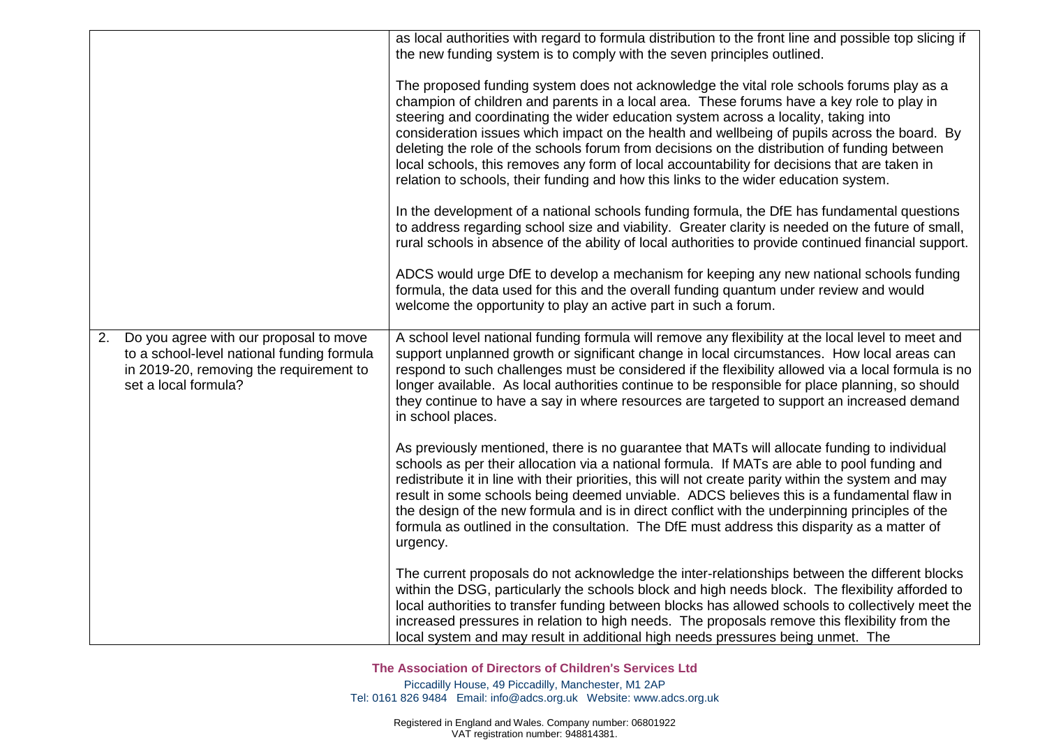| | |
|---|---|
| | as local authorities with regard to formula distribution to the front line and possible top slicing if the new funding system is to comply with the seven principles outlined.<br><br>The proposed funding system does not acknowledge the vital role schools forums play as a champion of children and parents in a local area. These forums have a key role to play in steering and coordinating the wider education system across a locality, taking into consideration issues which impact on the health and wellbeing of pupils across the board. By deleting the role of the schools forum from decisions on the distribution of funding between local schools, this removes any form of local accountability for decisions that are taken in relation to schools, their funding and how this links to the wider education system.<br><br>In the development of a national schools funding formula, the DfE has fundamental questions to address regarding school size and viability. Greater clarity is needed on the future of small, rural schools in absence of the ability of local authorities to provide continued financial support.<br><br>ADCS would urge DfE to develop a mechanism for keeping any new national schools funding formula, the data used for this and the overall funding quantum under review and would welcome the opportunity to play an active part in such a forum. |
| 2. Do you agree with our proposal to move to a school-level national funding formula in 2019-20, removing the requirement to set a local formula? | A school level national funding formula will remove any flexibility at the local level to meet and support unplanned growth or significant change in local circumstances. How local areas can respond to such challenges must be considered if the flexibility allowed via a local formula is no longer available. As local authorities continue to be responsible for place planning, so should they continue to have a say in where resources are targeted to support an increased demand in school places.<br><br>As previously mentioned, there is no guarantee that MATs will allocate funding to individual schools as per their allocation via a national formula. If MATs are able to pool funding and redistribute it in line with their priorities, this will not create parity within the system and may result in some schools being deemed unviable. ADCS believes this is a fundamental flaw in the design of the new formula and is in direct conflict with the underpinning principles of the formula as outlined in the consultation. The DfE must address this disparity as a matter of urgency.<br><br>The current proposals do not acknowledge the inter-relationships between the different blocks within the DSG, particularly the schools block and high needs block. The flexibility afforded to local authorities to transfer funding between blocks has allowed schools to collectively meet the increased pressures in relation to high needs. The proposals remove this flexibility from the local system and may result in additional high needs pressures being unmet. The |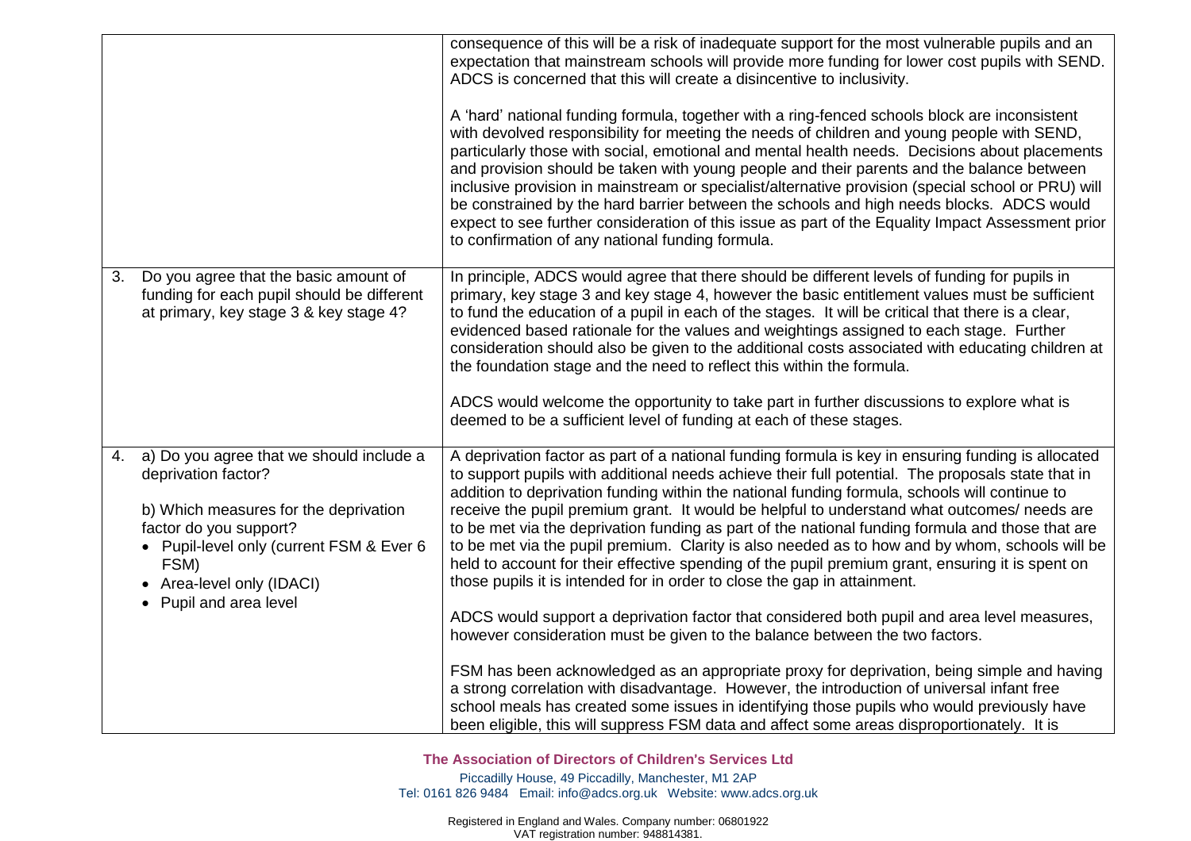| | |
|---|---|
| | consequence of this will be a risk of inadequate support for the most vulnerable pupils and an expectation that mainstream schools will provide more funding for lower cost pupils with SEND. ADCS is concerned that this will create a disincentive to inclusivity.<br><br>A 'hard' national funding formula, together with a ring-fenced schools block are inconsistent with devolved responsibility for meeting the needs of children and young people with SEND, particularly those with social, emotional and mental health needs. Decisions about placements and provision should be taken with young people and their parents and the balance between inclusive provision in mainstream or specialist/alternative provision (special school or PRU) will be constrained by the hard barrier between the schools and high needs blocks. ADCS would expect to see further consideration of this issue as part of the Equality Impact Assessment prior to confirmation of any national funding formula. |
| 3. Do you agree that the basic amount of funding for each pupil should be different at primary, key stage 3 & key stage 4? | In principle, ADCS would agree that there should be different levels of funding for pupils in primary, key stage 3 and key stage 4, however the basic entitlement values must be sufficient to fund the education of a pupil in each of the stages. It will be critical that there is a clear, evidenced based rationale for the values and weightings assigned to each stage. Further consideration should also be given to the additional costs associated with educating children at the foundation stage and the need to reflect this within the formula.<br><br>ADCS would welcome the opportunity to take part in further discussions to explore what is deemed to be a sufficient level of funding at each of these stages. |
| 4. a) Do you agree that we should include a deprivation factor?<br><br>b) Which measures for the deprivation factor do you support?<br>• Pupil-level only (current FSM & Ever 6 FSM)<br>• Area-level only (IDACI)<br>• Pupil and area level | A deprivation factor as part of a national funding formula is key in ensuring funding is allocated to support pupils with additional needs achieve their full potential. The proposals state that in addition to deprivation funding within the national funding formula, schools will continue to receive the pupil premium grant. It would be helpful to understand what outcomes/ needs are to be met via the deprivation funding as part of the national funding formula and those that are to be met via the pupil premium. Clarity is also needed as to how and by whom, schools will be held to account for their effective spending of the pupil premium grant, ensuring it is spent on those pupils it is intended for in order to close the gap in attainment.<br><br>ADCS would support a deprivation factor that considered both pupil and area level measures, however consideration must be given to the balance between the two factors.<br><br>FSM has been acknowledged as an appropriate proxy for deprivation, being simple and having a strong correlation with disadvantage. However, the introduction of universal infant free school meals has created some issues in identifying those pupils who would previously have been eligible, this will suppress FSM data and affect some areas disproportionately. It is |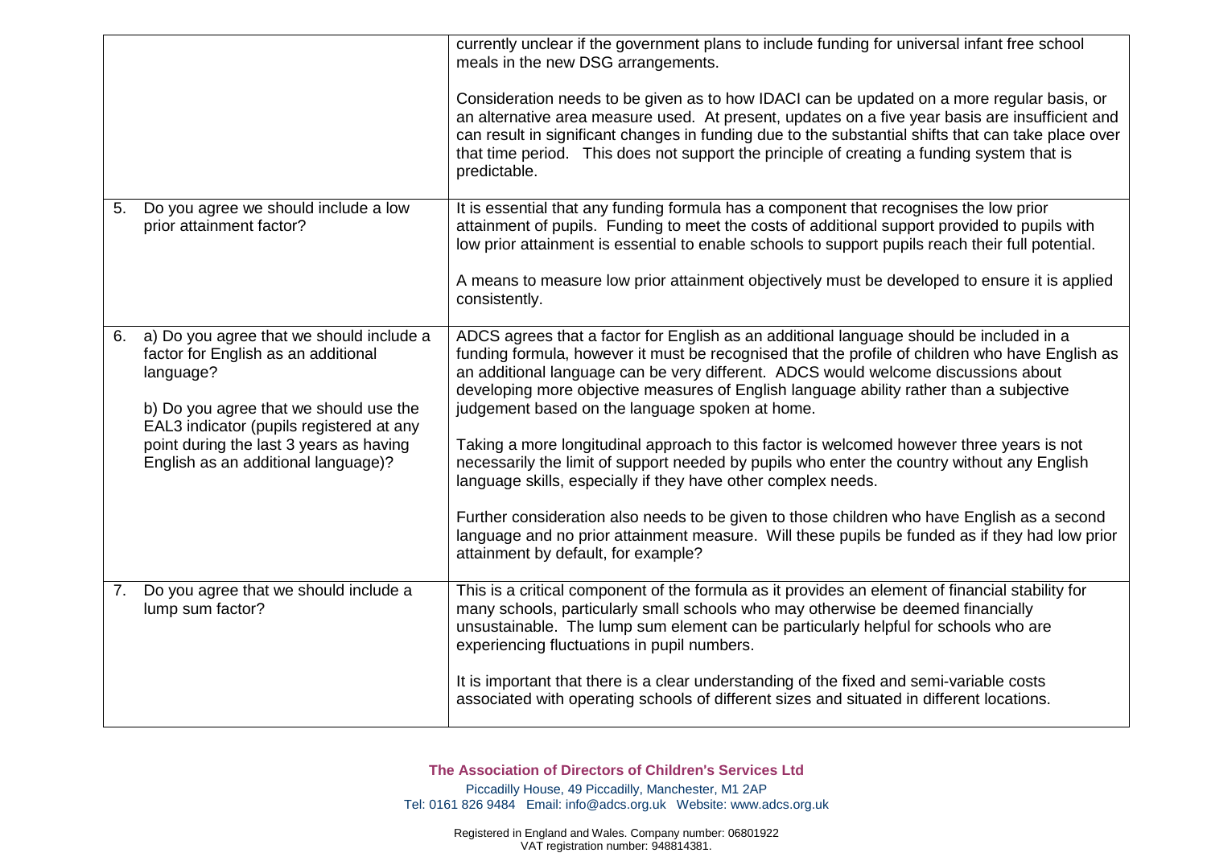| | |
|---|---|
| | currently unclear if the government plans to include funding for universal infant free school meals in the new DSG arrangements.<br><br>Consideration needs to be given as to how IDACI can be updated on a more regular basis, or an alternative area measure used. At present, updates on a five year basis are insufficient and can result in significant changes in funding due to the substantial shifts that can take place over that time period. This does not support the principle of creating a funding system that is predictable. |
| 5. Do you agree we should include a low prior attainment factor? | It is essential that any funding formula has a component that recognises the low prior attainment of pupils. Funding to meet the costs of additional support provided to pupils with low prior attainment is essential to enable schools to support pupils reach their full potential.<br><br>A means to measure low prior attainment objectively must be developed to ensure it is applied consistently. |
| 6. a) Do you agree that we should include a factor for English as an additional language?<br><br>b) Do you agree that we should use the EAL3 indicator (pupils registered at any point during the last 3 years as having English as an additional language)? | ADCS agrees that a factor for English as an additional language should be included in a funding formula, however it must be recognised that the profile of children who have English as an additional language can be very different. ADCS would welcome discussions about developing more objective measures of English language ability rather than a subjective judgement based on the language spoken at home.<br><br>Taking a more longitudinal approach to this factor is welcomed however three years is not necessarily the limit of support needed by pupils who enter the country without any English language skills, especially if they have other complex needs.<br><br>Further consideration also needs to be given to those children who have English as a second language and no prior attainment measure. Will these pupils be funded as if they had low prior attainment by default, for example? |
| 7. Do you agree that we should include a lump sum factor? | This is a critical component of the formula as it provides an element of financial stability for many schools, particularly small schools who may otherwise be deemed financially unsustainable. The lump sum element can be particularly helpful for schools who are experiencing fluctuations in pupil numbers.<br><br>It is important that there is a clear understanding of the fixed and semi-variable costs associated with operating schools of different sizes and situated in different locations. |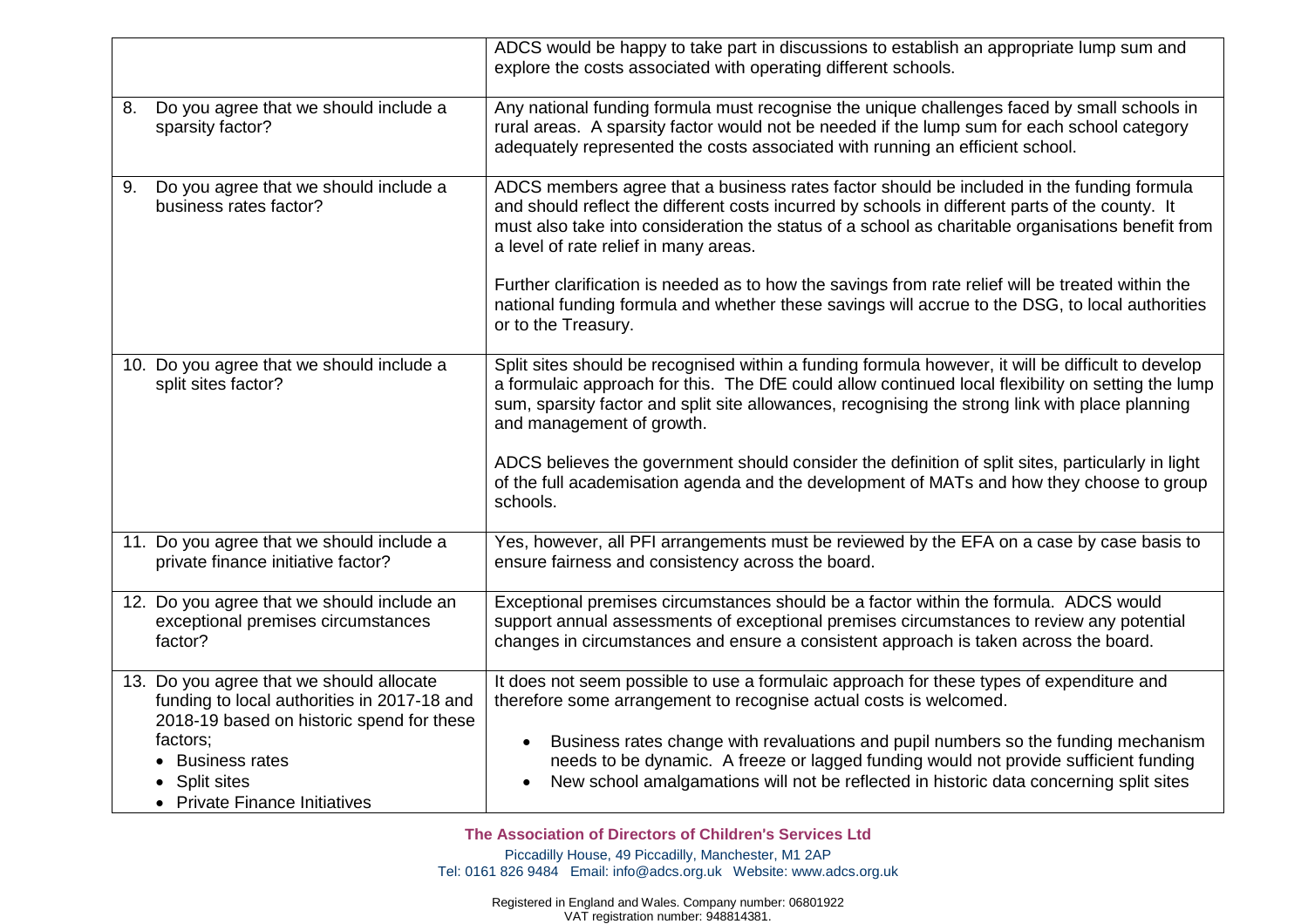| | |
|---|---|
| | ADCS would be happy to take part in discussions to establish an appropriate lump sum and explore the costs associated with operating different schools. |
| 8. Do you agree that we should include a sparsity factor? | Any national funding formula must recognise the unique challenges faced by small schools in rural areas. A sparsity factor would not be needed if the lump sum for each school category adequately represented the costs associated with running an efficient school. |
| 9. Do you agree that we should include a business rates factor? | ADCS members agree that a business rates factor should be included in the funding formula and should reflect the different costs incurred by schools in different parts of the county. It must also take into consideration the status of a school as charitable organisations benefit from a level of rate relief in many areas.<br><br>Further clarification is needed as to how the savings from rate relief will be treated within the national funding formula and whether these savings will accrue to the DSG, to local authorities or to the Treasury. |
| 10. Do you agree that we should include a split sites factor? | Split sites should be recognised within a funding formula however, it will be difficult to develop a formulaic approach for this. The DfE could allow continued local flexibility on setting the lump sum, sparsity factor and split site allowances, recognising the strong link with place planning and management of growth.<br><br>ADCS believes the government should consider the definition of split sites, particularly in light of the full academisation agenda and the development of MATs and how they choose to group schools. |
| 11. Do you agree that we should include a private finance initiative factor? | Yes, however, all PFI arrangements must be reviewed by the EFA on a case by case basis to ensure fairness and consistency across the board. |
| 12. Do you agree that we should include an exceptional premises circumstances factor? | Exceptional premises circumstances should be a factor within the formula. ADCS would support annual assessments of exceptional premises circumstances to review any potential changes in circumstances and ensure a consistent approach is taken across the board. |
| 13. Do you agree that we should allocate funding to local authorities in 2017-18 and 2018-19 based on historic spend for these factors;<br>• Business rates<br>• Split sites<br>• Private Finance Initiatives | It does not seem possible to use a formulaic approach for these types of expenditure and therefore some arrangement to recognise actual costs is welcomed.<br><br>• Business rates change with revaluations and pupil numbers so the funding mechanism needs to be dynamic. A freeze or lagged funding would not provide sufficient funding<br>• New school amalgamations will not be reflected in historic data concerning split sites |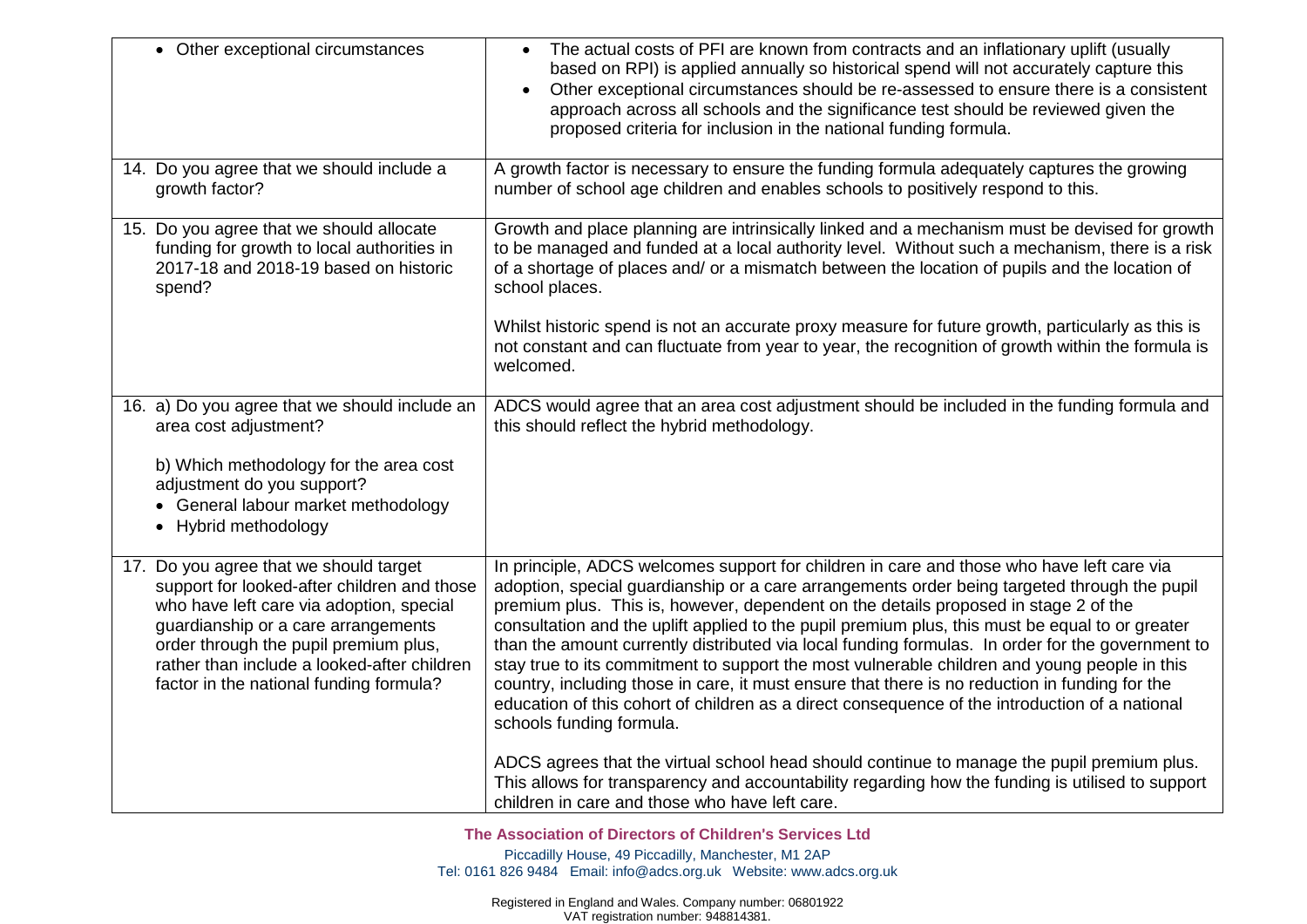| | |
|---|---|
| • Other exceptional circumstances | • The actual costs of PFI are known from contracts and an inflationary uplift (usually based on RPI) is applied annually so historical spend will not accurately capture this<br>• Other exceptional circumstances should be re-assessed to ensure there is a consistent approach across all schools and the significance test should be reviewed given the proposed criteria for inclusion in the national funding formula. |
| 14. Do you agree that we should include a growth factor? | A growth factor is necessary to ensure the funding formula adequately captures the growing number of school age children and enables schools to positively respond to this. |
| 15. Do you agree that we should allocate funding for growth to local authorities in 2017-18 and 2018-19 based on historic spend? | Growth and place planning are intrinsically linked and a mechanism must be devised for growth to be managed and funded at a local authority level. Without such a mechanism, there is a risk of a shortage of places and/ or a mismatch between the location of pupils and the location of school places.<br><br>Whilst historic spend is not an accurate proxy measure for future growth, particularly as this is not constant and can fluctuate from year to year, the recognition of growth within the formula is welcomed. |
| 16. a) Do you agree that we should include an area cost adjustment?<br><br>b) Which methodology for the area cost adjustment do you support?<br>• General labour market methodology<br>• Hybrid methodology | ADCS would agree that an area cost adjustment should be included in the funding formula and this should reflect the hybrid methodology. |
| 17. Do you agree that we should target support for looked-after children and those who have left care via adoption, special guardianship or a care arrangements order through the pupil premium plus, rather than include a looked-after children factor in the national funding formula? | In principle, ADCS welcomes support for children in care and those who have left care via adoption, special guardianship or a care arrangements order being targeted through the pupil premium plus. This is, however, dependent on the details proposed in stage 2 of the consultation and the uplift applied to the pupil premium plus, this must be equal to or greater than the amount currently distributed via local funding formulas. In order for the government to stay true to its commitment to support the most vulnerable children and young people in this country, including those in care, it must ensure that there is no reduction in funding for the education of this cohort of children as a direct consequence of the introduction of a national schools funding formula.<br><br>ADCS agrees that the virtual school head should continue to manage the pupil premium plus. This allows for transparency and accountability regarding how the funding is utilised to support children in care and those who have left care. |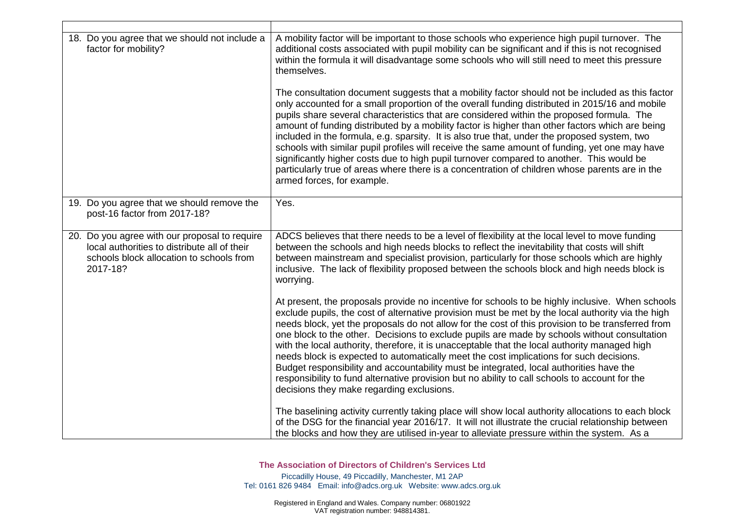| | |
|---|---|
| 18. Do you agree that we should not include a factor for mobility? | A mobility factor will be important to those schools who experience high pupil turnover. The additional costs associated with pupil mobility can be significant and if this is not recognised within the formula it will disadvantage some schools who will still need to meet this pressure themselves.<br><br>The consultation document suggests that a mobility factor should not be included as this factor only accounted for a small proportion of the overall funding distributed in 2015/16 and mobile pupils share several characteristics that are considered within the proposed formula. The amount of funding distributed by a mobility factor is higher than other factors which are being included in the formula, e.g. sparsity. It is also true that, under the proposed system, two schools with similar pupil profiles will receive the same amount of funding, yet one may have significantly higher costs due to high pupil turnover compared to another. This would be particularly true of areas where there is a concentration of children whose parents are in the armed forces, for example. |
| 19. Do you agree that we should remove the post-16 factor from 2017-18? | Yes. |
| 20. Do you agree with our proposal to require local authorities to distribute all of their schools block allocation to schools from 2017-18? | ADCS believes that there needs to be a level of flexibility at the local level to move funding between the schools and high needs blocks to reflect the inevitability that costs will shift between mainstream and specialist provision, particularly for those schools which are highly inclusive. The lack of flexibility proposed between the schools block and high needs block is worrying.<br><br>At present, the proposals provide no incentive for schools to be highly inclusive. When schools exclude pupils, the cost of alternative provision must be met by the local authority via the high needs block, yet the proposals do not allow for the cost of this provision to be transferred from one block to the other. Decisions to exclude pupils are made by schools without consultation with the local authority, therefore, it is unacceptable that the local authority managed high needs block is expected to automatically meet the cost implications for such decisions. Budget responsibility and accountability must be integrated, local authorities have the responsibility to fund alternative provision but no ability to call schools to account for the decisions they make regarding exclusions.<br><br>The baselining activity currently taking place will show local authority allocations to each block of the DSG for the financial year 2016/17. It will not illustrate the crucial relationship between the blocks and how they are utilised in-year to alleviate pressure within the system. As a |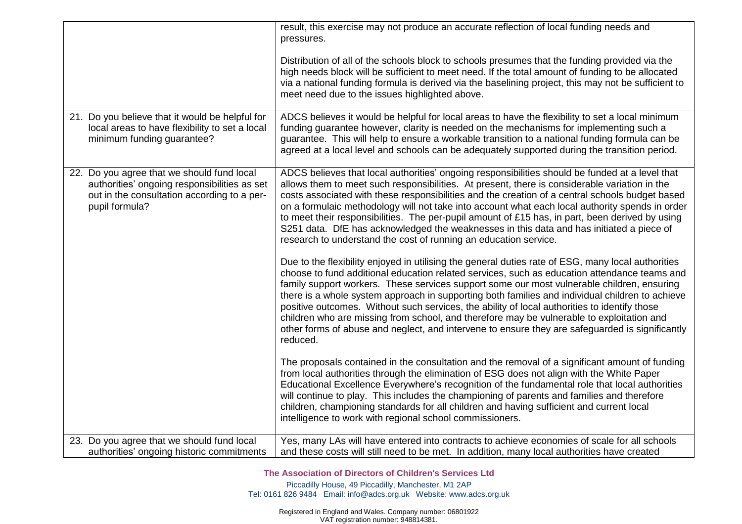| | |
|---|---|
| | result, this exercise may not produce an accurate reflection of local funding needs and pressures.<br><br>Distribution of all of the schools block to schools presumes that the funding provided via the high needs block will be sufficient to meet need. If the total amount of funding to be allocated via a national funding formula is derived via the baselining project, this may not be sufficient to meet need due to the issues highlighted above. |
| 21. Do you believe that it would be helpful for local areas to have flexibility to set a local minimum funding guarantee? | ADCS believes it would be helpful for local areas to have the flexibility to set a local minimum funding guarantee however, clarity is needed on the mechanisms for implementing such a guarantee. This will help to ensure a workable transition to a national funding formula can be agreed at a local level and schools can be adequately supported during the transition period. |
| 22. Do you agree that we should fund local authorities' ongoing responsibilities as set out in the consultation according to a per-pupil formula? | ADCS believes that local authorities' ongoing responsibilities should be funded at a level that allows them to meet such responsibilities. At present, there is considerable variation in the costs associated with these responsibilities and the creation of a central schools budget based on a formulaic methodology will not take into account what each local authority spends in order to meet their responsibilities. The per-pupil amount of £15 has, in part, been derived by using S251 data. DfE has acknowledged the weaknesses in this data and has initiated a piece of research to understand the cost of running an education service.<br><br>Due to the flexibility enjoyed in utilising the general duties rate of ESG, many local authorities choose to fund additional education related services, such as education attendance teams and family support workers. These services support some our most vulnerable children, ensuring there is a whole system approach in supporting both families and individual children to achieve positive outcomes. Without such services, the ability of local authorities to identify those children who are missing from school, and therefore may be vulnerable to exploitation and other forms of abuse and neglect, and intervene to ensure they are safeguarded is significantly reduced.<br><br>The proposals contained in the consultation and the removal of a significant amount of funding from local authorities through the elimination of ESG does not align with the White Paper Educational Excellence Everywhere's recognition of the fundamental role that local authorities will continue to play. This includes the championing of parents and families and therefore children, championing standards for all children and having sufficient and current local intelligence to work with regional school commissioners. |
| 23. Do you agree that we should fund local authorities' ongoing historic commitments | Yes, many LAs will have entered into contracts to achieve economies of scale for all schools and these costs will still need to be met. In addition, many local authorities have created |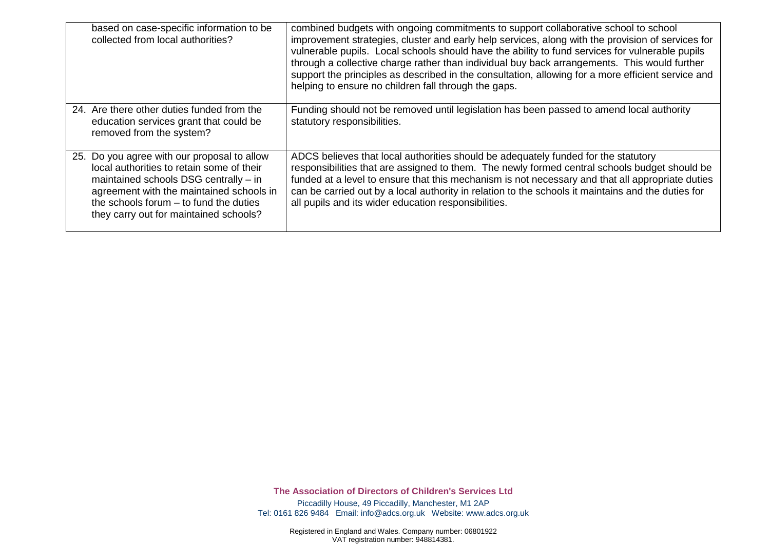| | |
|---|---|
| based on case-specific information to be collected from local authorities? | combined budgets with ongoing commitments to support collaborative school to school improvement strategies, cluster and early help services, along with the provision of services for vulnerable pupils. Local schools should have the ability to fund services for vulnerable pupils through a collective charge rather than individual buy back arrangements. This would further support the principles as described in the consultation, allowing for a more efficient service and helping to ensure no children fall through the gaps. |
| 24. Are there other duties funded from the education services grant that could be removed from the system? | Funding should not be removed until legislation has been passed to amend local authority statutory responsibilities. |
| 25. Do you agree with our proposal to allow local authorities to retain some of their maintained schools DSG centrally – in agreement with the maintained schools in the schools forum – to fund the duties they carry out for maintained schools? | ADCS believes that local authorities should be adequately funded for the statutory responsibilities that are assigned to them. The newly formed central schools budget should be funded at a level to ensure that this mechanism is not necessary and that all appropriate duties can be carried out by a local authority in relation to the schools it maintains and the duties for all pupils and its wider education responsibilities. |

**The Association of Directors of Children's Services Ltd**

Piccadilly House, 49 Piccadilly, Manchester, M1 2AP
Tel: 0161 826 9484 Email: info@adcs.org.uk Website: www.adcs.org.uk

Registered in England and Wales. Company number: 06801922
VAT registration number: 948814381.